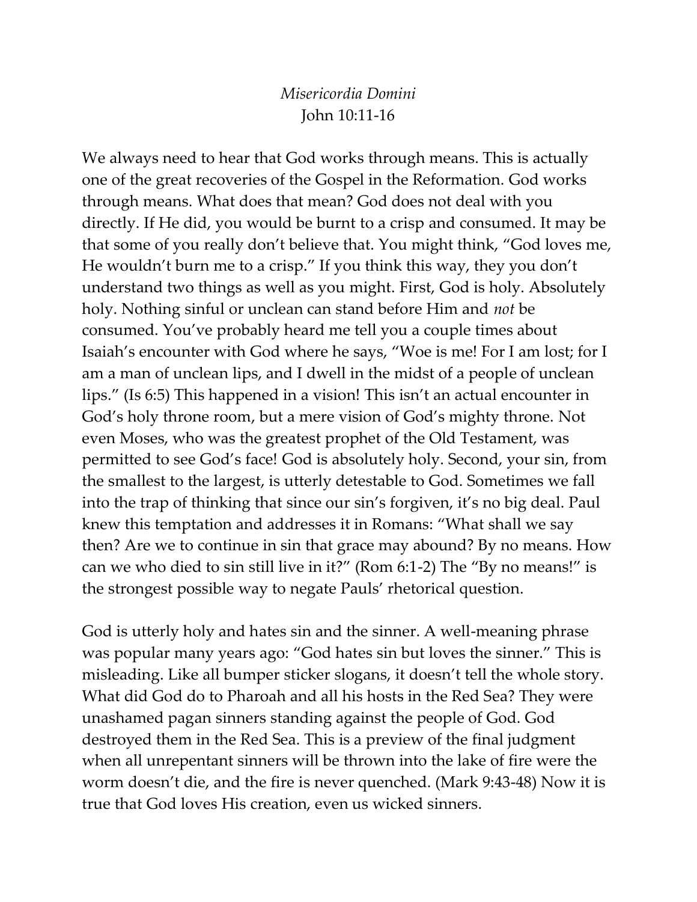*Misericordia Domini*
John 10:11-16

We always need to hear that God works through means. This is actually one of the great recoveries of the Gospel in the Reformation. God works through means. What does that mean? God does not deal with you directly. If He did, you would be burnt to a crisp and consumed. It may be that some of you really don't believe that. You might think, "God loves me, He wouldn't burn me to a crisp." If you think this way, they you don't understand two things as well as you might. First, God is holy. Absolutely holy. Nothing sinful or unclean can stand before Him and *not* be consumed. You've probably heard me tell you a couple times about Isaiah's encounter with God where he says, "Woe is me! For I am lost; for I am a man of unclean lips, and I dwell in the midst of a people of unclean lips." (Is 6:5) This happened in a vision! This isn't an actual encounter in God's holy throne room, but a mere vision of God's mighty throne. Not even Moses, who was the greatest prophet of the Old Testament, was permitted to see God's face! God is absolutely holy. Second, your sin, from the smallest to the largest, is utterly detestable to God. Sometimes we fall into the trap of thinking that since our sin's forgiven, it's no big deal. Paul knew this temptation and addresses it in Romans: "What shall we say then? Are we to continue in sin that grace may abound? By no means. How can we who died to sin still live in it?" (Rom 6:1-2) The "By no means!" is the strongest possible way to negate Pauls' rhetorical question.

God is utterly holy and hates sin and the sinner. A well-meaning phrase was popular many years ago: "God hates sin but loves the sinner." This is misleading. Like all bumper sticker slogans, it doesn't tell the whole story. What did God do to Pharoah and all his hosts in the Red Sea? They were unashamed pagan sinners standing against the people of God. God destroyed them in the Red Sea. This is a preview of the final judgment when all unrepentant sinners will be thrown into the lake of fire were the worm doesn't die, and the fire is never quenched. (Mark 9:43-48) Now it is true that God loves His creation, even us wicked sinners.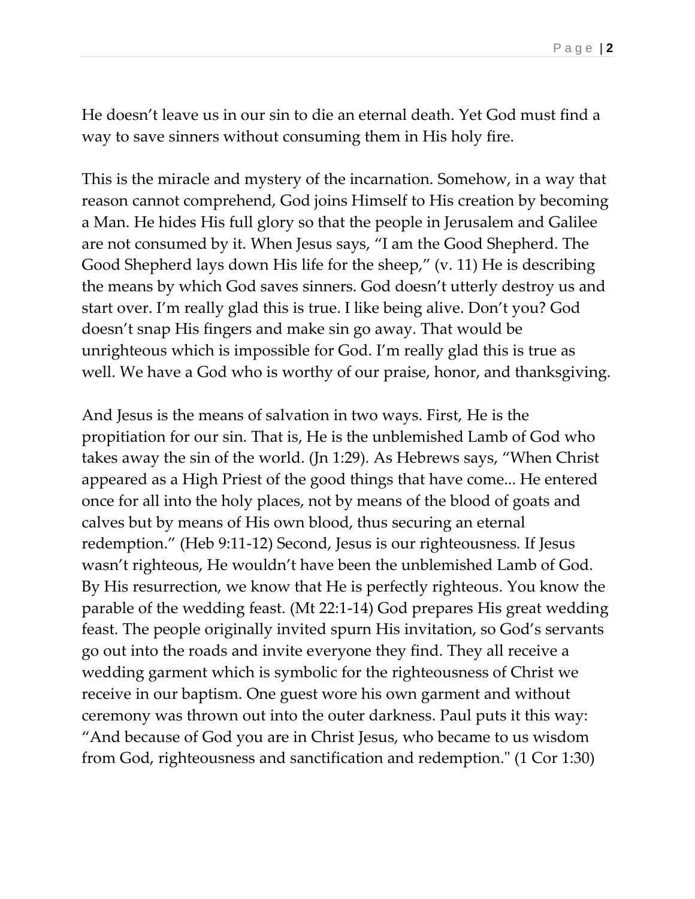He doesn't leave us in our sin to die an eternal death. Yet God must find a way to save sinners without consuming them in His holy fire.

This is the miracle and mystery of the incarnation. Somehow, in a way that reason cannot comprehend, God joins Himself to His creation by becoming a Man. He hides His full glory so that the people in Jerusalem and Galilee are not consumed by it. When Jesus says, "I am the Good Shepherd. The Good Shepherd lays down His life for the sheep," (v. 11) He is describing the means by which God saves sinners. God doesn't utterly destroy us and start over. I'm really glad this is true. I like being alive. Don't you? God doesn't snap His fingers and make sin go away. That would be unrighteous which is impossible for God. I'm really glad this is true as well. We have a God who is worthy of our praise, honor, and thanksgiving.

And Jesus is the means of salvation in two ways. First, He is the propitiation for our sin. That is, He is the unblemished Lamb of God who takes away the sin of the world. (Jn 1:29). As Hebrews says, "When Christ appeared as a High Priest of the good things that have come... He entered once for all into the holy places, not by means of the blood of goats and calves but by means of His own blood, thus securing an eternal redemption." (Heb 9:11-12) Second, Jesus is our righteousness. If Jesus wasn't righteous, He wouldn't have been the unblemished Lamb of God. By His resurrection, we know that He is perfectly righteous. You know the parable of the wedding feast. (Mt 22:1-14) God prepares His great wedding feast. The people originally invited spurn His invitation, so God's servants go out into the roads and invite everyone they find. They all receive a wedding garment which is symbolic for the righteousness of Christ we receive in our baptism. One guest wore his own garment and without ceremony was thrown out into the outer darkness. Paul puts it this way: "And because of God you are in Christ Jesus, who became to us wisdom from God, righteousness and sanctification and redemption." (1 Cor 1:30)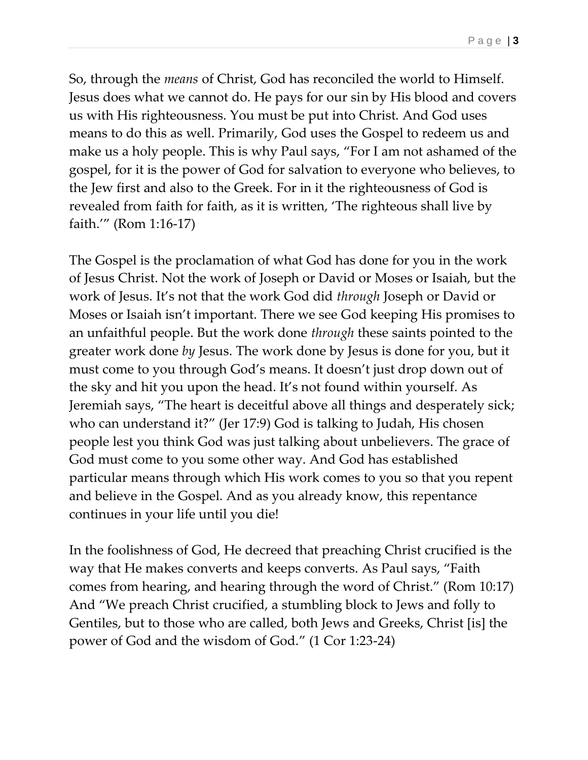So, through the *means* of Christ, God has reconciled the world to Himself. Jesus does what we cannot do. He pays for our sin by His blood and covers us with His righteousness. You must be put into Christ. And God uses means to do this as well. Primarily, God uses the Gospel to redeem us and make us a holy people. This is why Paul says, "For I am not ashamed of the gospel, for it is the power of God for salvation to everyone who believes, to the Jew first and also to the Greek. For in it the righteousness of God is revealed from faith for faith, as it is written, 'The righteous shall live by faith.'" (Rom 1:16-17)

The Gospel is the proclamation of what God has done for you in the work of Jesus Christ. Not the work of Joseph or David or Moses or Isaiah, but the work of Jesus. It's not that the work God did *through* Joseph or David or Moses or Isaiah isn't important. There we see God keeping His promises to an unfaithful people. But the work done *through* these saints pointed to the greater work done *by* Jesus. The work done by Jesus is done for you, but it must come to you through God's means. It doesn't just drop down out of the sky and hit you upon the head. It's not found within yourself. As Jeremiah says, "The heart is deceitful above all things and desperately sick; who can understand it?" (Jer 17:9) God is talking to Judah, His chosen people lest you think God was just talking about unbelievers. The grace of God must come to you some other way. And God has established particular means through which His work comes to you so that you repent and believe in the Gospel. And as you already know, this repentance continues in your life until you die!

In the foolishness of God, He decreed that preaching Christ crucified is the way that He makes converts and keeps converts. As Paul says, "Faith comes from hearing, and hearing through the word of Christ." (Rom 10:17) And "We preach Christ crucified, a stumbling block to Jews and folly to Gentiles, but to those who are called, both Jews and Greeks, Christ [is] the power of God and the wisdom of God." (1 Cor 1:23-24)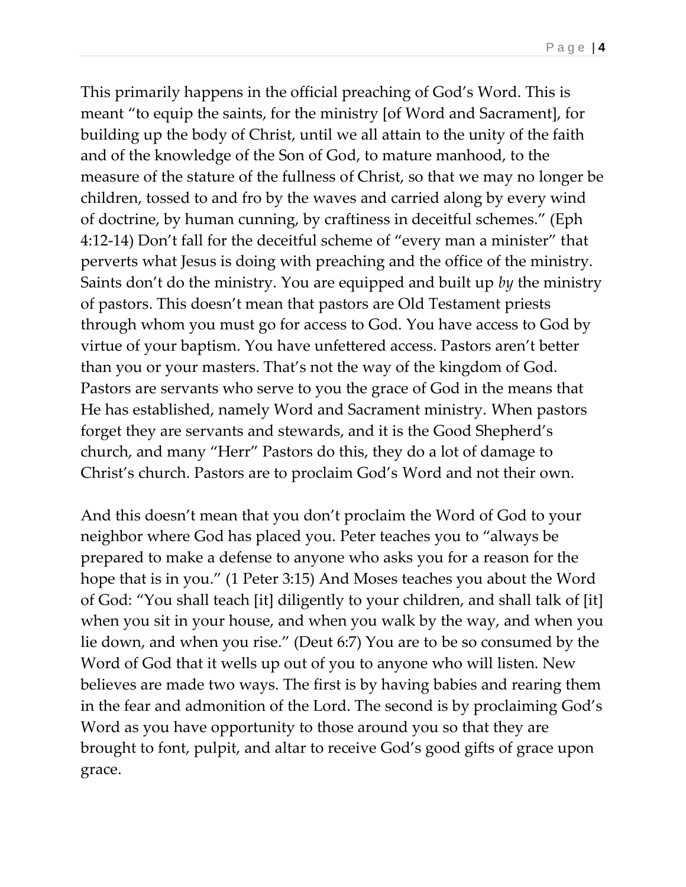This primarily happens in the official preaching of God's Word. This is meant "to equip the saints, for the ministry [of Word and Sacrament], for building up the body of Christ, until we all attain to the unity of the faith and of the knowledge of the Son of God, to mature manhood, to the measure of the stature of the fullness of Christ, so that we may no longer be children, tossed to and fro by the waves and carried along by every wind of doctrine, by human cunning, by craftiness in deceitful schemes." (Eph 4:12-14) Don't fall for the deceitful scheme of "every man a minister" that perverts what Jesus is doing with preaching and the office of the ministry. Saints don't do the ministry. You are equipped and built up *by* the ministry of pastors. This doesn't mean that pastors are Old Testament priests through whom you must go for access to God. You have access to God by virtue of your baptism. You have unfettered access. Pastors aren't better than you or your masters. That's not the way of the kingdom of God. Pastors are servants who serve to you the grace of God in the means that He has established, namely Word and Sacrament ministry. When pastors forget they are servants and stewards, and it is the Good Shepherd's church, and many "Herr" Pastors do this, they do a lot of damage to Christ's church. Pastors are to proclaim God's Word and not their own.

And this doesn't mean that you don't proclaim the Word of God to your neighbor where God has placed you. Peter teaches you to "always be prepared to make a defense to anyone who asks you for a reason for the hope that is in you." (1 Peter 3:15) And Moses teaches you about the Word of God: "You shall teach [it] diligently to your children, and shall talk of [it] when you sit in your house, and when you walk by the way, and when you lie down, and when you rise." (Deut 6:7) You are to be so consumed by the Word of God that it wells up out of you to anyone who will listen. New believes are made two ways. The first is by having babies and rearing them in the fear and admonition of the Lord. The second is by proclaiming God's Word as you have opportunity to those around you so that they are brought to font, pulpit, and altar to receive God's good gifts of grace upon grace.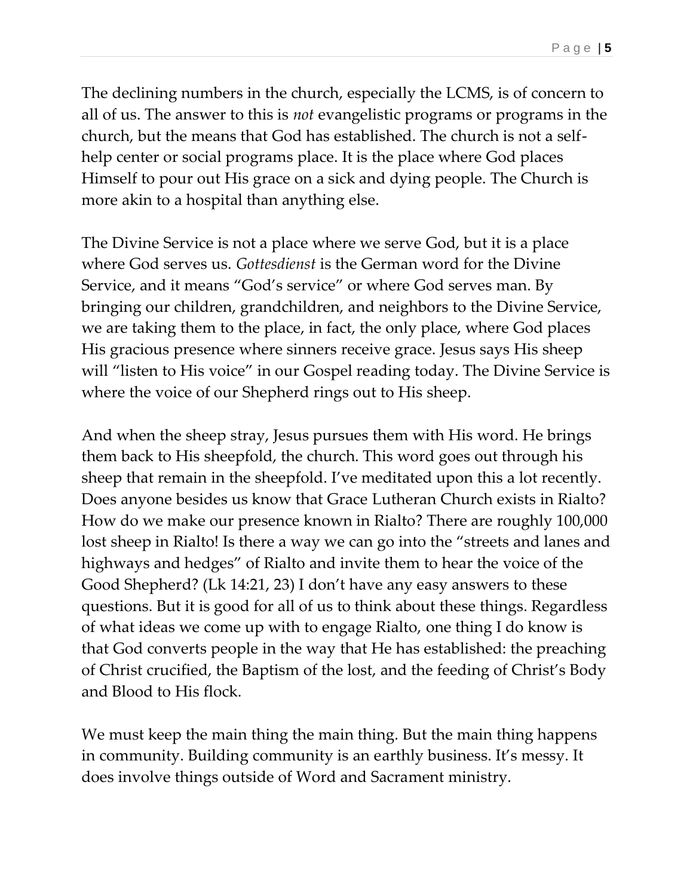The declining numbers in the church, especially the LCMS, is of concern to all of us. The answer to this is *not* evangelistic programs or programs in the church, but the means that God has established. The church is not a self-help center or social programs place. It is the place where God places Himself to pour out His grace on a sick and dying people. The Church is more akin to a hospital than anything else.

The Divine Service is not a place where we serve God, but it is a place where God serves us. *Gottesdienst* is the German word for the Divine Service, and it means "God's service" or where God serves man. By bringing our children, grandchildren, and neighbors to the Divine Service, we are taking them to the place, in fact, the only place, where God places His gracious presence where sinners receive grace. Jesus says His sheep will "listen to His voice" in our Gospel reading today. The Divine Service is where the voice of our Shepherd rings out to His sheep.

And when the sheep stray, Jesus pursues them with His word. He brings them back to His sheepfold, the church. This word goes out through his sheep that remain in the sheepfold. I've meditated upon this a lot recently. Does anyone besides us know that Grace Lutheran Church exists in Rialto? How do we make our presence known in Rialto? There are roughly 100,000 lost sheep in Rialto! Is there a way we can go into the "streets and lanes and highways and hedges" of Rialto and invite them to hear the voice of the Good Shepherd? (Lk 14:21, 23) I don't have any easy answers to these questions. But it is good for all of us to think about these things. Regardless of what ideas we come up with to engage Rialto, one thing I do know is that God converts people in the way that He has established: the preaching of Christ crucified, the Baptism of the lost, and the feeding of Christ's Body and Blood to His flock.

We must keep the main thing the main thing. But the main thing happens in community. Building community is an earthly business. It's messy. It does involve things outside of Word and Sacrament ministry.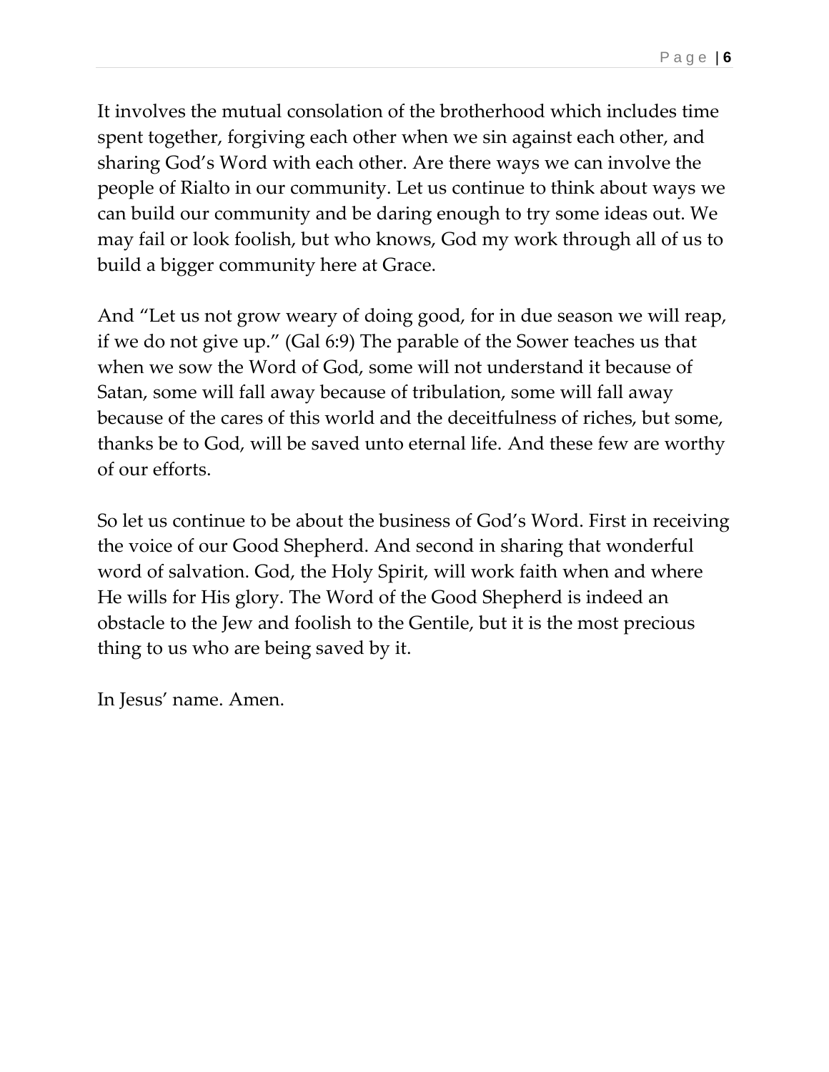It involves the mutual consolation of the brotherhood which includes time spent together, forgiving each other when we sin against each other, and sharing God's Word with each other. Are there ways we can involve the people of Rialto in our community. Let us continue to think about ways we can build our community and be daring enough to try some ideas out. We may fail or look foolish, but who knows, God my work through all of us to build a bigger community here at Grace.

And "Let us not grow weary of doing good, for in due season we will reap, if we do not give up." (Gal 6:9) The parable of the Sower teaches us that when we sow the Word of God, some will not understand it because of Satan, some will fall away because of tribulation, some will fall away because of the cares of this world and the deceitfulness of riches, but some, thanks be to God, will be saved unto eternal life. And these few are worthy of our efforts.

So let us continue to be about the business of God's Word. First in receiving the voice of our Good Shepherd. And second in sharing that wonderful word of salvation. God, the Holy Spirit, will work faith when and where He wills for His glory. The Word of the Good Shepherd is indeed an obstacle to the Jew and foolish to the Gentile, but it is the most precious thing to us who are being saved by it.

In Jesus' name. Amen.